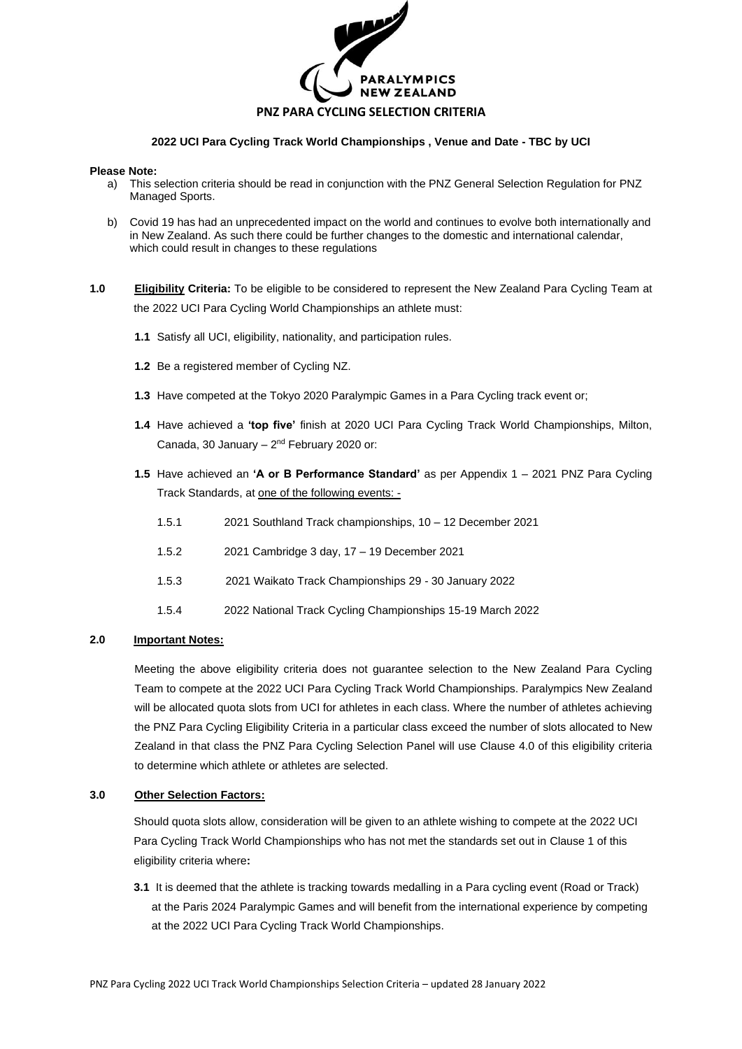# PNZ PARA CYCLING SELECTION CRITERIA

**2022 UCI Para Cycling Track World Championships , Venue and Date - TBC by UCI**

**Please Note:**

a) This selection criteria should be read in conjunction with the PNZ General Selection Regulation for PNZ Managed Sports.

b) Covid 19 has had an unprecedented impact on the world and continues to evolve both internationally and in New Zealand. As such there could be further changes to the domestic and international calendar, which could result in changes to these regulations

**1.0** **Eligibility Criteria:** To be eligible to be considered to represent the New Zealand Para Cycling Team at the 2022 UCI Para Cycling World Championships an athlete must:

**1.1** Satisfy all UCI, eligibility, nationality, and participation rules.

**1.2** Be a registered member of Cycling NZ.

**1.3** Have competed at the Tokyo 2020 Paralympic Games in a Para Cycling track event or;

**1.4** Have achieved a **'top five'** finish at 2020 UCI Para Cycling Track World Championships, Milton, Canada, 30 January – 2nd February 2020 or:

**1.5** Have achieved an **'A or B Performance Standard'** as per Appendix 1 – 2021 PNZ Para Cycling Track Standards, at one of the following events: -

1.5.1 2021 Southland Track championships, 10 – 12 December 2021

1.5.2 2021 Cambridge 3 day, 17 – 19 December 2021

1.5.3 2021 Waikato Track Championships 29 - 30 January 2022

1.5.4 2022 National Track Cycling Championships 15-19 March 2022

**2.0** **Important Notes:**

Meeting the above eligibility criteria does not guarantee selection to the New Zealand Para Cycling Team to compete at the 2022 UCI Para Cycling Track World Championships. Paralympics New Zealand will be allocated quota slots from UCI for athletes in each class. Where the number of athletes achieving the PNZ Para Cycling Eligibility Criteria in a particular class exceed the number of slots allocated to New Zealand in that class the PNZ Para Cycling Selection Panel will use Clause 4.0 of this eligibility criteria to determine which athlete or athletes are selected.

**3.0** **Other Selection Factors:**

Should quota slots allow, consideration will be given to an athlete wishing to compete at the 2022 UCI Para Cycling Track World Championships who has not met the standards set out in Clause 1 of this eligibility criteria where**:**

**3.1** It is deemed that the athlete is tracking towards medalling in a Para cycling event (Road or Track) at the Paris 2024 Paralympic Games and will benefit from the international experience by competing at the 2022 UCI Para Cycling Track World Championships.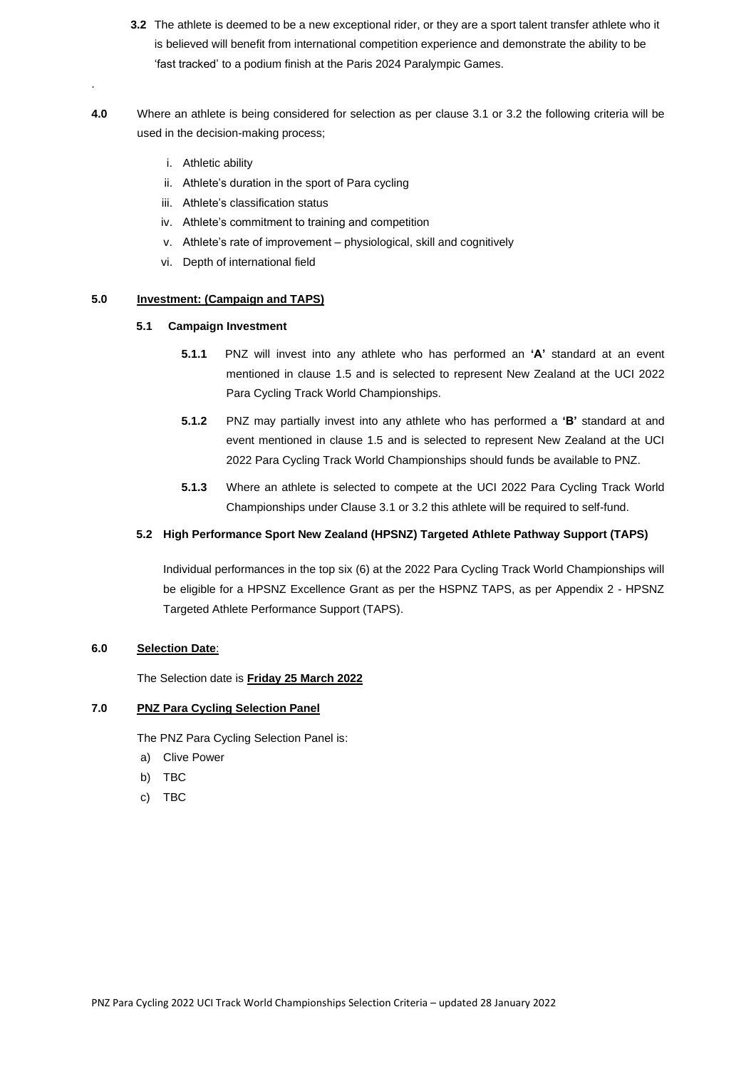**3.2** The athlete is deemed to be a new exceptional rider, or they are a sport talent transfer athlete who it is believed will benefit from international competition experience and demonstrate the ability to be 'fast tracked' to a podium finish at the Paris 2024 Paralympic Games.

.

**4.0** Where an athlete is being considered for selection as per clause 3.1 or 3.2 the following criteria will be used in the decision-making process;

i. Athletic ability
ii. Athlete's duration in the sport of Para cycling
iii. Athlete's classification status
iv. Athlete's commitment to training and competition
v. Athlete's rate of improvement – physiological, skill and cognitively
vi. Depth of international field

**5.0 Investment: (Campaign and TAPS)**

**5.1 Campaign Investment**

**5.1.1** PNZ will invest into any athlete who has performed an **'A'** standard at an event mentioned in clause 1.5 and is selected to represent New Zealand at the UCI 2022 Para Cycling Track World Championships.

**5.1.2** PNZ may partially invest into any athlete who has performed a **'B'** standard at and event mentioned in clause 1.5 and is selected to represent New Zealand at the UCI 2022 Para Cycling Track World Championships should funds be available to PNZ.

**5.1.3** Where an athlete is selected to compete at the UCI 2022 Para Cycling Track World Championships under Clause 3.1 or 3.2 this athlete will be required to self-fund.

**5.2 High Performance Sport New Zealand (HPSNZ) Targeted Athlete Pathway Support (TAPS)**

Individual performances in the top six (6) at the 2022 Para Cycling Track World Championships will be eligible for a HPSNZ Excellence Grant as per the HSPNZ TAPS, as per Appendix 2 - HPSNZ Targeted Athlete Performance Support (TAPS).

**6.0 Selection Date**:

The Selection date is **Friday 25 March 2022**

**7.0 PNZ Para Cycling Selection Panel**

The PNZ Para Cycling Selection Panel is:

a) Clive Power
b) TBC
c) TBC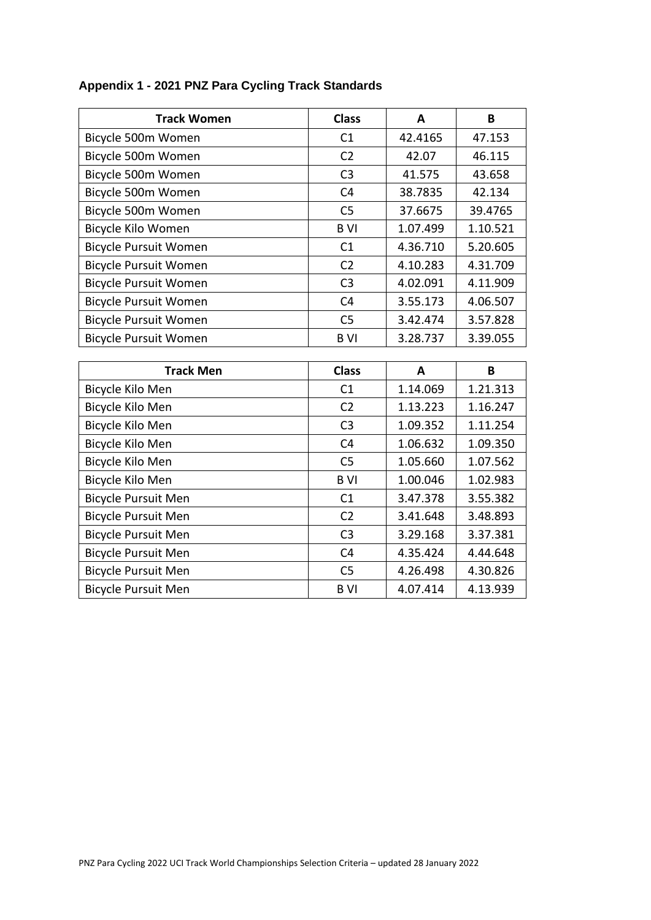**Appendix 1 - 2021 PNZ Para Cycling Track Standards**

| Track Women | Class | A | B |
|---|---|---|---|
| Bicycle 500m Women | C1 | 42.4165 | 47.153 |
| Bicycle 500m Women | C2 | 42.07 | 46.115 |
| Bicycle 500m Women | C3 | 41.575 | 43.658 |
| Bicycle 500m Women | C4 | 38.7835 | 42.134 |
| Bicycle 500m Women | C5 | 37.6675 | 39.4765 |
| Bicycle Kilo Women | B VI | 1.07.499 | 1.10.521 |
| Bicycle Pursuit Women | C1 | 4.36.710 | 5.20.605 |
| Bicycle Pursuit Women | C2 | 4.10.283 | 4.31.709 |
| Bicycle Pursuit Women | C3 | 4.02.091 | 4.11.909 |
| Bicycle Pursuit Women | C4 | 3.55.173 | 4.06.507 |
| Bicycle Pursuit Women | C5 | 3.42.474 | 3.57.828 |
| Bicycle Pursuit Women | B VI | 3.28.737 | 3.39.055 |

| Track Men | Class | A | B |
|---|---|---|---|
| Bicycle Kilo Men | C1 | 1.14.069 | 1.21.313 |
| Bicycle Kilo Men | C2 | 1.13.223 | 1.16.247 |
| Bicycle Kilo Men | C3 | 1.09.352 | 1.11.254 |
| Bicycle Kilo Men | C4 | 1.06.632 | 1.09.350 |
| Bicycle Kilo Men | C5 | 1.05.660 | 1.07.562 |
| Bicycle Kilo Men | B VI | 1.00.046 | 1.02.983 |
| Bicycle Pursuit Men | C1 | 3.47.378 | 3.55.382 |
| Bicycle Pursuit Men | C2 | 3.41.648 | 3.48.893 |
| Bicycle Pursuit Men | C3 | 3.29.168 | 3.37.381 |
| Bicycle Pursuit Men | C4 | 4.35.424 | 4.44.648 |
| Bicycle Pursuit Men | C5 | 4.26.498 | 4.30.826 |
| Bicycle Pursuit Men | B VI | 4.07.414 | 4.13.939 |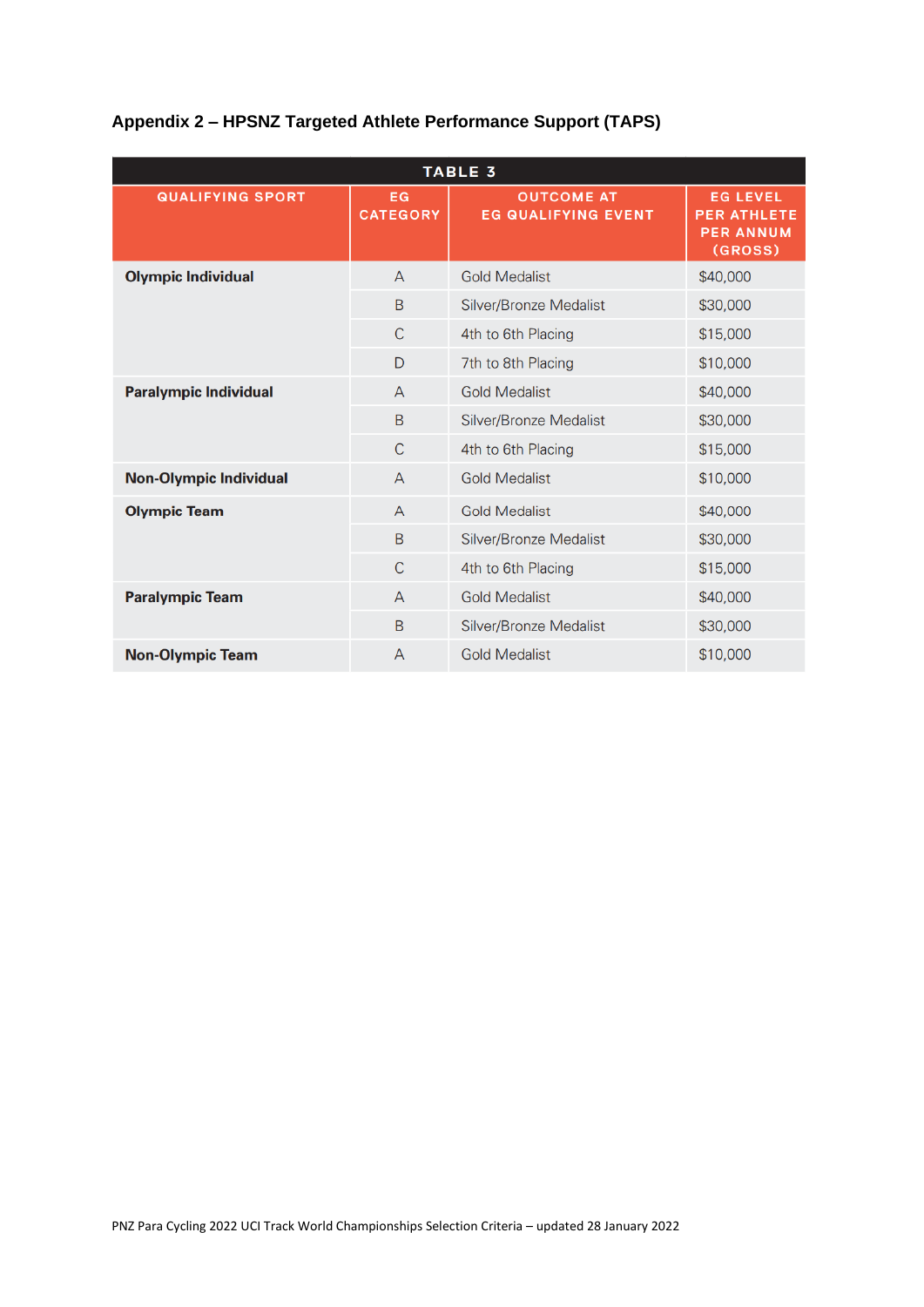## Appendix 2 – HPSNZ Targeted Athlete Performance Support (TAPS)

| TABLE 3 | | | |
|---|---|---|---|
| QUALIFYING SPORT | EG CATEGORY | OUTCOME AT EG QUALIFYING EVENT | EG LEVEL PER ATHLETE PER ANNUM (GROSS) |
| **Olympic Individual** | A | Gold Medalist | $40,000 |
| | B | Silver/Bronze Medalist | $30,000 |
| | C | 4th to 6th Placing | $15,000 |
| | D | 7th to 8th Placing | $10,000 |
| **Paralympic Individual** | A | Gold Medalist | $40,000 |
| | B | Silver/Bronze Medalist | $30,000 |
| | C | 4th to 6th Placing | $15,000 |
| **Non-Olympic Individual** | A | Gold Medalist | $10,000 |
| **Olympic Team** | A | Gold Medalist | $40,000 |
| | B | Silver/Bronze Medalist | $30,000 |
| | C | 4th to 6th Placing | $15,000 |
| **Paralympic Team** | A | Gold Medalist | $40,000 |
| | B | Silver/Bronze Medalist | $30,000 |
| **Non-Olympic Team** | A | Gold Medalist | $10,000 |